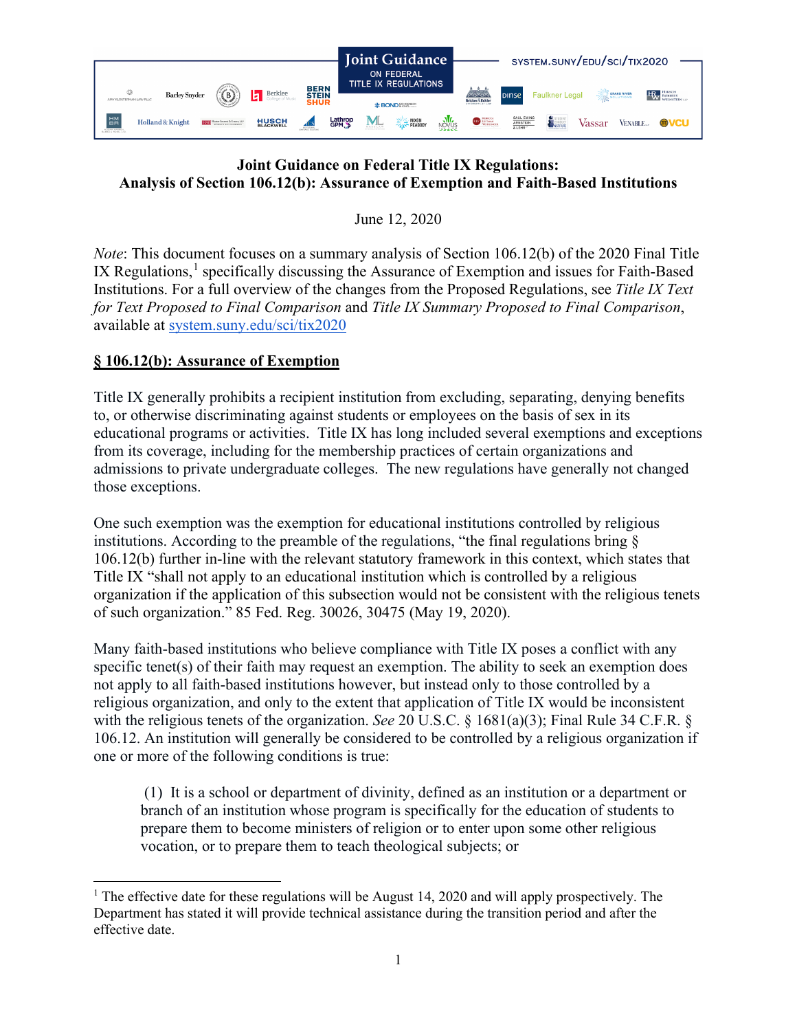Joint Guidance ON FEDERAL TITLE IX REGULATIONS

SYSTEM.SUNY/EDU/SCI/TIX2020

**Joint Guidance on Federal Title IX Regulations:**
**Analysis of Section 106.12(b): Assurance of Exemption and Faith-Based Institutions**

June 12, 2020

*Note*: This document focuses on a summary analysis of Section 106.12(b) of the 2020 Final Title IX Regulations,[1] specifically discussing the Assurance of Exemption and issues for Faith-Based Institutions. For a full overview of the changes from the Proposed Regulations, see *Title IX Text for Text Proposed to Final Comparison* and *Title IX Summary Proposed to Final Comparison*, available at [system.suny.edu/sci/tix2020](system.suny.edu/sci/tix2020)

## § 106.12(b): Assurance of Exemption

Title IX generally prohibits a recipient institution from excluding, separating, denying benefits to, or otherwise discriminating against students or employees on the basis of sex in its educational programs or activities. Title IX has long included several exemptions and exceptions from its coverage, including for the membership practices of certain organizations and admissions to private undergraduate colleges. The new regulations have generally not changed those exceptions.

One such exemption was the exemption for educational institutions controlled by religious institutions. According to the preamble of the regulations, "the final regulations bring § 106.12(b) further in-line with the relevant statutory framework in this context, which states that Title IX "shall not apply to an educational institution which is controlled by a religious organization if the application of this subsection would not be consistent with the religious tenets of such organization." 85 Fed. Reg. 30026, 30475 (May 19, 2020).

Many faith-based institutions who believe compliance with Title IX poses a conflict with any specific tenet(s) of their faith may request an exemption. The ability to seek an exemption does not apply to all faith-based institutions however, but instead only to those controlled by a religious organization, and only to the extent that application of Title IX would be inconsistent with the religious tenets of the organization. *See* 20 U.S.C. § 1681(a)(3); Final Rule 34 C.F.R. § 106.12. An institution will generally be considered to be controlled by a religious organization if one or more of the following conditions is true:

> (1) It is a school or department of divinity, defined as an institution or a department or branch of an institution whose program is specifically for the education of students to prepare them to become ministers of religion or to enter upon some other religious vocation, or to prepare them to teach theological subjects; or

[1] The effective date for these regulations will be August 14, 2020 and will apply prospectively. The Department has stated it will provide technical assistance during the transition period and after the effective date.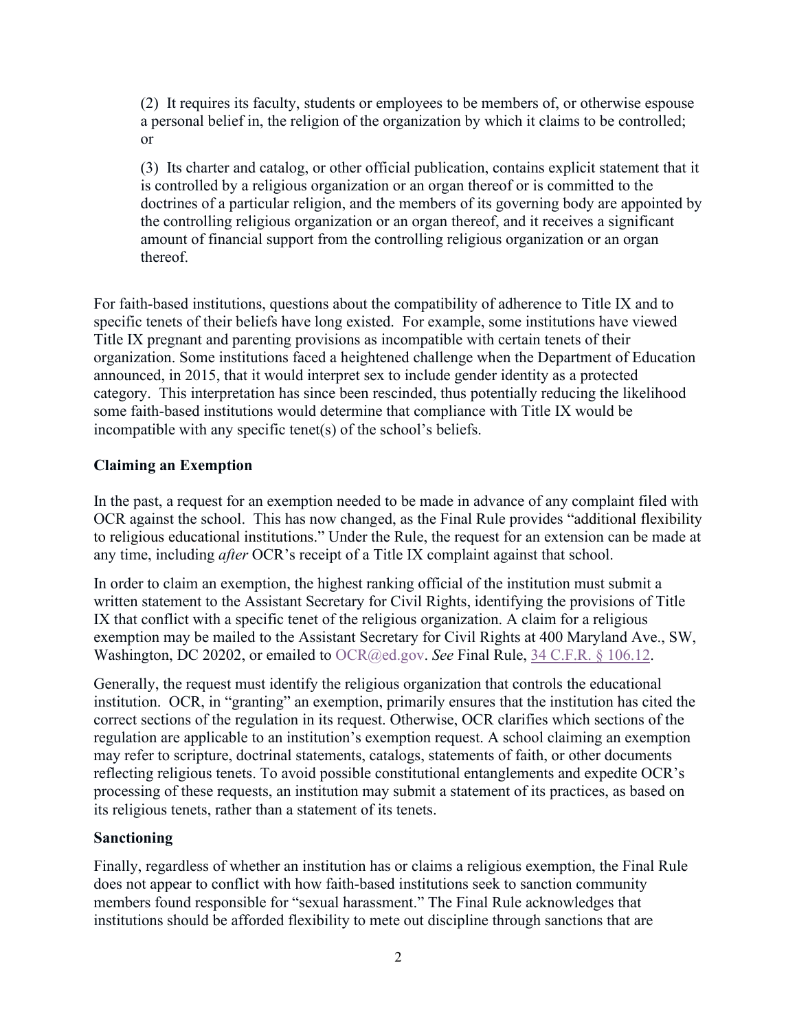(2) It requires its faculty, students or employees to be members of, or otherwise espouse a personal belief in, the religion of the organization by which it claims to be controlled; or

(3) Its charter and catalog, or other official publication, contains explicit statement that it is controlled by a religious organization or an organ thereof or is committed to the doctrines of a particular religion, and the members of its governing body are appointed by the controlling religious organization or an organ thereof, and it receives a significant amount of financial support from the controlling religious organization or an organ thereof.

For faith-based institutions, questions about the compatibility of adherence to Title IX and to specific tenets of their beliefs have long existed. For example, some institutions have viewed Title IX pregnant and parenting provisions as incompatible with certain tenets of their organization. Some institutions faced a heightened challenge when the Department of Education announced, in 2015, that it would interpret sex to include gender identity as a protected category. This interpretation has since been rescinded, thus potentially reducing the likelihood some faith-based institutions would determine that compliance with Title IX would be incompatible with any specific tenet(s) of the school's beliefs.

**Claiming an Exemption**

In the past, a request for an exemption needed to be made in advance of any complaint filed with OCR against the school. This has now changed, as the Final Rule provides "additional flexibility to religious educational institutions." Under the Rule, the request for an extension can be made at any time, including *after* OCR's receipt of a Title IX complaint against that school.

In order to claim an exemption, the highest ranking official of the institution must submit a written statement to the Assistant Secretary for Civil Rights, identifying the provisions of Title IX that conflict with a specific tenet of the religious organization. A claim for a religious exemption may be mailed to the Assistant Secretary for Civil Rights at 400 Maryland Ave., SW, Washington, DC 20202, or emailed to OCR@ed.gov. *See* Final Rule, 34 C.F.R. § 106.12.

Generally, the request must identify the religious organization that controls the educational institution. OCR, in "granting" an exemption, primarily ensures that the institution has cited the correct sections of the regulation in its request. Otherwise, OCR clarifies which sections of the regulation are applicable to an institution's exemption request. A school claiming an exemption may refer to scripture, doctrinal statements, catalogs, statements of faith, or other documents reflecting religious tenets. To avoid possible constitutional entanglements and expedite OCR's processing of these requests, an institution may submit a statement of its practices, as based on its religious tenets, rather than a statement of its tenets.

**Sanctioning**

Finally, regardless of whether an institution has or claims a religious exemption, the Final Rule does not appear to conflict with how faith-based institutions seek to sanction community members found responsible for "sexual harassment." The Final Rule acknowledges that institutions should be afforded flexibility to mete out discipline through sanctions that are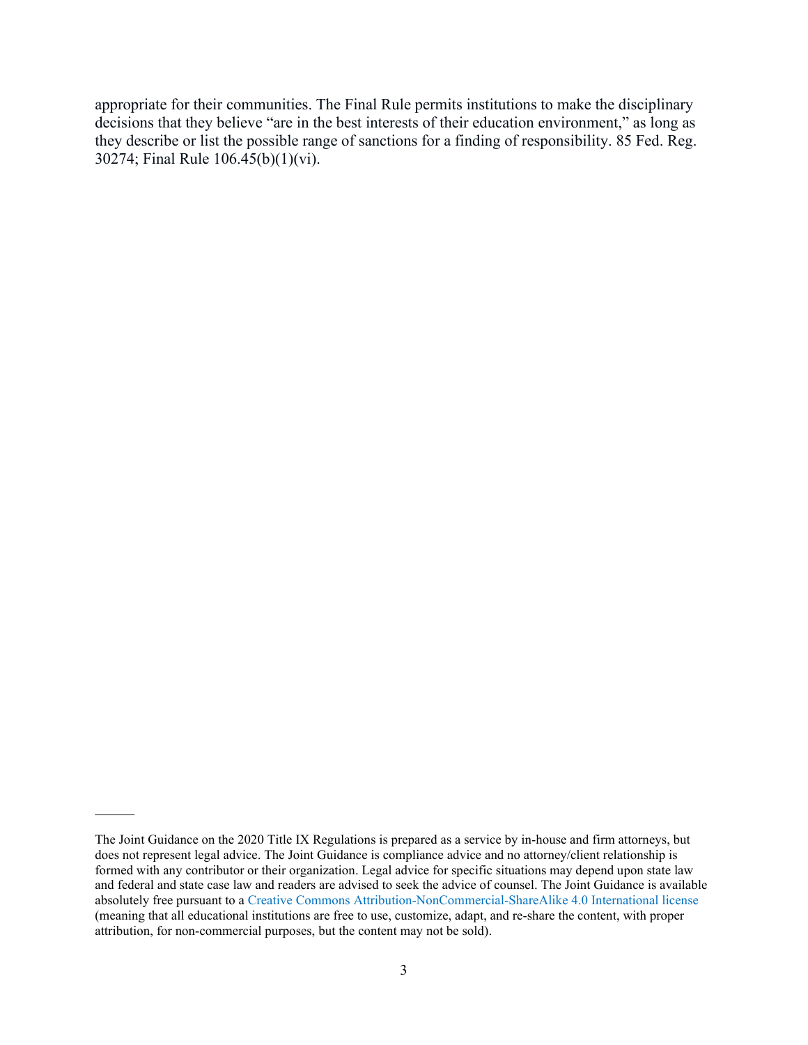appropriate for their communities. The Final Rule permits institutions to make the disciplinary decisions that they believe "are in the best interests of their education environment," as long as they describe or list the possible range of sanctions for a finding of responsibility. 85 Fed. Reg. 30274; Final Rule 106.45(b)(1)(vi).

---

The Joint Guidance on the 2020 Title IX Regulations is prepared as a service by in-house and firm attorneys, but does not represent legal advice. The Joint Guidance is compliance advice and no attorney/client relationship is formed with any contributor or their organization. Legal advice for specific situations may depend upon state law and federal and state case law and readers are advised to seek the advice of counsel. The Joint Guidance is available absolutely free pursuant to a Creative Commons Attribution-NonCommercial-ShareAlike 4.0 International license (meaning that all educational institutions are free to use, customize, adapt, and re-share the content, with proper attribution, for non-commercial purposes, but the content may not be sold).